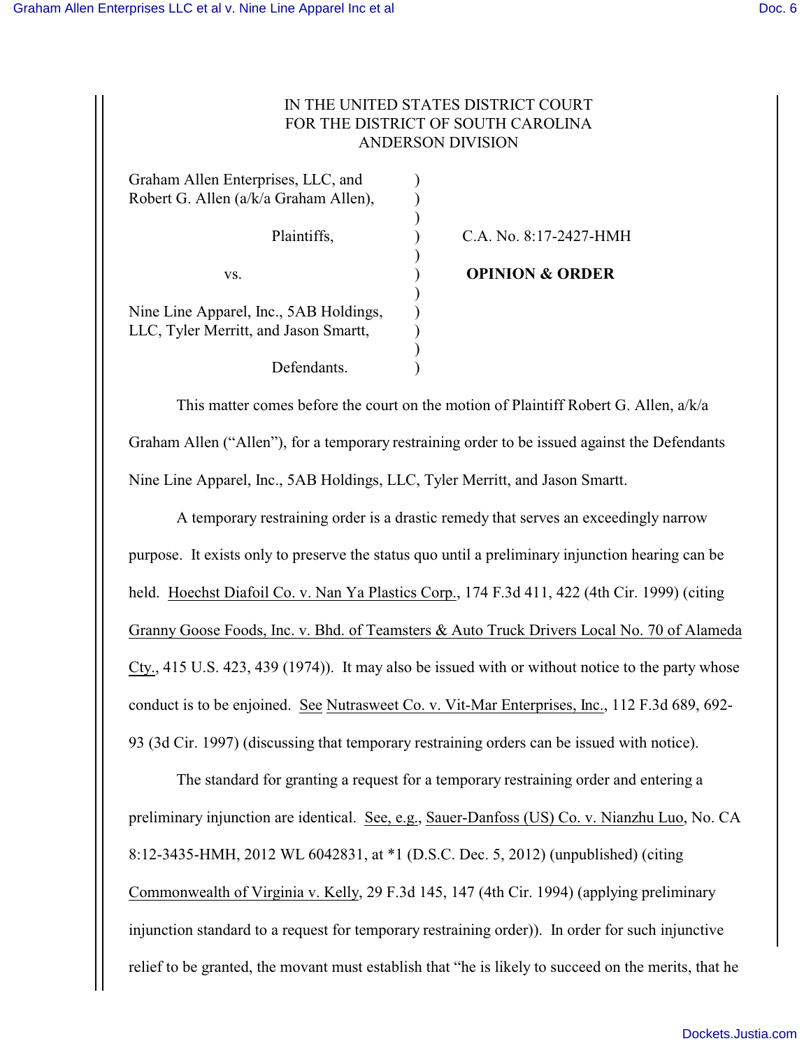IN THE UNITED STATES DISTRICT COURT
FOR THE DISTRICT OF SOUTH CAROLINA
ANDERSON DIVISION

| | | |
|---|---|---|
| Graham Allen Enterprises, LLC, and Robert G. Allen (a/k/a Graham Allen), | ) | |
| Plaintiffs, | ) | C.A. No. 8:17-2427-HMH |
| vs. | ) | **OPINION & ORDER** |
| Nine Line Apparel, Inc., 5AB Holdings, LLC, Tyler Merritt, and Jason Smartt, | ) | |
| Defendants. | ) | |

This matter comes before the court on the motion of Plaintiff Robert G. Allen, a/k/a Graham Allen ("Allen"), for a temporary restraining order to be issued against the Defendants Nine Line Apparel, Inc., 5AB Holdings, LLC, Tyler Merritt, and Jason Smartt.

A temporary restraining order is a drastic remedy that serves an exceedingly narrow purpose. It exists only to preserve the status quo until a preliminary injunction hearing can be held. Hoechst Diafoil Co. v. Nan Ya Plastics Corp., 174 F.3d 411, 422 (4th Cir. 1999) (citing Granny Goose Foods, Inc. v. Bhd. of Teamsters & Auto Truck Drivers Local No. 70 of Alameda Cty., 415 U.S. 423, 439 (1974)). It may also be issued with or without notice to the party whose conduct is to be enjoined. See Nutrasweet Co. v. Vit-Mar Enterprises, Inc., 112 F.3d 689, 692-93 (3d Cir. 1997) (discussing that temporary restraining orders can be issued with notice).

The standard for granting a request for a temporary restraining order and entering a preliminary injunction are identical. See, e.g., Sauer-Danfoss (US) Co. v. Nianzhu Luo, No. CA 8:12-3435-HMH, 2012 WL 6042831, at *1 (D.S.C. Dec. 5, 2012) (unpublished) (citing Commonwealth of Virginia v. Kelly, 29 F.3d 145, 147 (4th Cir. 1994) (applying preliminary injunction standard to a request for temporary restraining order)). In order for such injunctive relief to be granted, the movant must establish that "he is likely to succeed on the merits, that he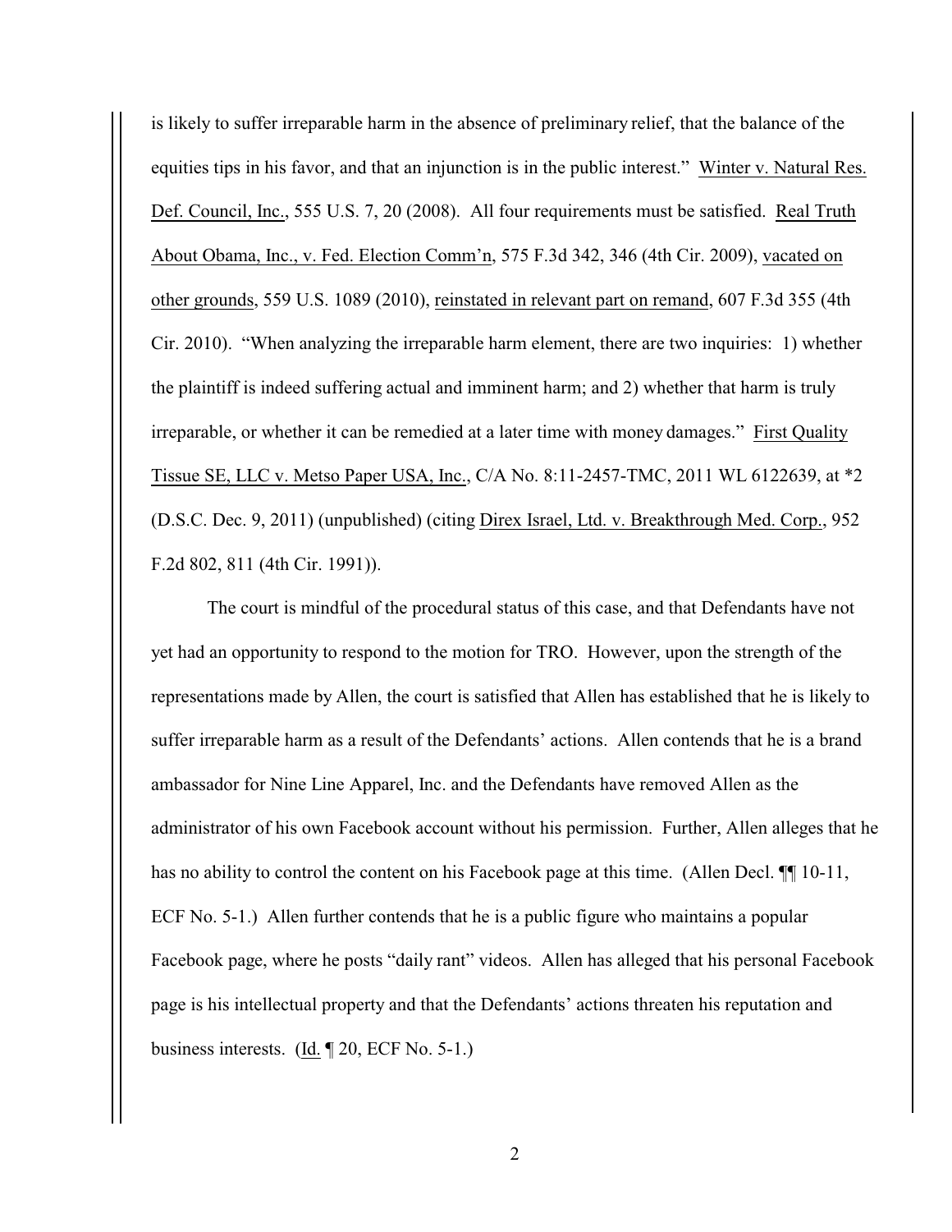is likely to suffer irreparable harm in the absence of preliminary relief, that the balance of the equities tips in his favor, and that an injunction is in the public interest." Winter v. Natural Res. Def. Council, Inc., 555 U.S. 7, 20 (2008). All four requirements must be satisfied. Real Truth About Obama, Inc., v. Fed. Election Comm'n, 575 F.3d 342, 346 (4th Cir. 2009), vacated on other grounds, 559 U.S. 1089 (2010), reinstated in relevant part on remand, 607 F.3d 355 (4th Cir. 2010). "When analyzing the irreparable harm element, there are two inquiries: 1) whether the plaintiff is indeed suffering actual and imminent harm; and 2) whether that harm is truly irreparable, or whether it can be remedied at a later time with money damages." First Quality Tissue SE, LLC v. Metso Paper USA, Inc., C/A No. 8:11-2457-TMC, 2011 WL 6122639, at *2 (D.S.C. Dec. 9, 2011) (unpublished) (citing Direx Israel, Ltd. v. Breakthrough Med. Corp., 952 F.2d 802, 811 (4th Cir. 1991)).

The court is mindful of the procedural status of this case, and that Defendants have not yet had an opportunity to respond to the motion for TRO. However, upon the strength of the representations made by Allen, the court is satisfied that Allen has established that he is likely to suffer irreparable harm as a result of the Defendants' actions. Allen contends that he is a brand ambassador for Nine Line Apparel, Inc. and the Defendants have removed Allen as the administrator of his own Facebook account without his permission. Further, Allen alleges that he has no ability to control the content on his Facebook page at this time. (Allen Decl. ¶¶ 10-11, ECF No. 5-1.) Allen further contends that he is a public figure who maintains a popular Facebook page, where he posts "daily rant" videos. Allen has alleged that his personal Facebook page is his intellectual property and that the Defendants' actions threaten his reputation and business interests. (Id. ¶ 20, ECF No. 5-1.)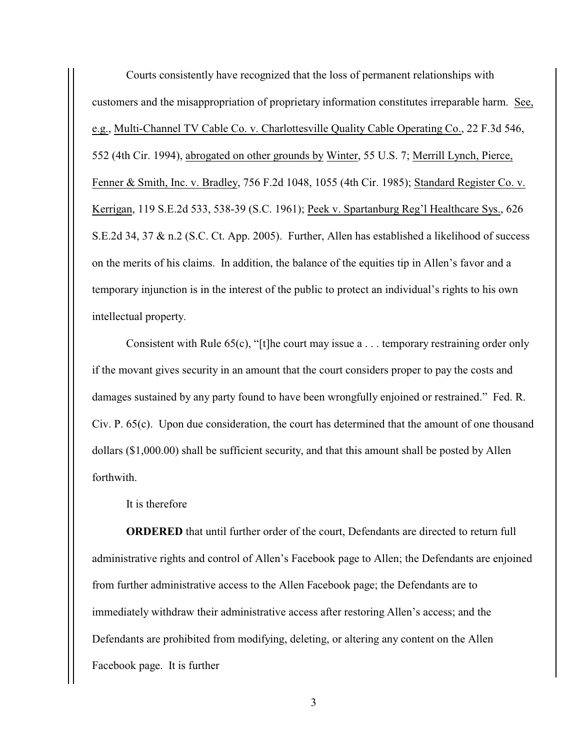Courts consistently have recognized that the loss of permanent relationships with customers and the misappropriation of proprietary information constitutes irreparable harm. See, e.g., Multi-Channel TV Cable Co. v. Charlottesville Quality Cable Operating Co., 22 F.3d 546, 552 (4th Cir. 1994), abrogated on other grounds by Winter, 55 U.S. 7; Merrill Lynch, Pierce, Fenner & Smith, Inc. v. Bradley, 756 F.2d 1048, 1055 (4th Cir. 1985); Standard Register Co. v. Kerrigan, 119 S.E.2d 533, 538-39 (S.C. 1961); Peek v. Spartanburg Reg'l Healthcare Sys., 626 S.E.2d 34, 37 & n.2 (S.C. Ct. App. 2005). Further, Allen has established a likelihood of success on the merits of his claims. In addition, the balance of the equities tip in Allen's favor and a temporary injunction is in the interest of the public to protect an individual's rights to his own intellectual property.

Consistent with Rule 65(c), "[t]he court may issue a . . . temporary restraining order only if the movant gives security in an amount that the court considers proper to pay the costs and damages sustained by any party found to have been wrongfully enjoined or restrained." Fed. R. Civ. P. 65(c). Upon due consideration, the court has determined that the amount of one thousand dollars ($1,000.00) shall be sufficient security, and that this amount shall be posted by Allen forthwith.

It is therefore

**ORDERED** that until further order of the court, Defendants are directed to return full administrative rights and control of Allen's Facebook page to Allen; the Defendants are enjoined from further administrative access to the Allen Facebook page; the Defendants are to immediately withdraw their administrative access after restoring Allen's access; and the Defendants are prohibited from modifying, deleting, or altering any content on the Allen Facebook page. It is further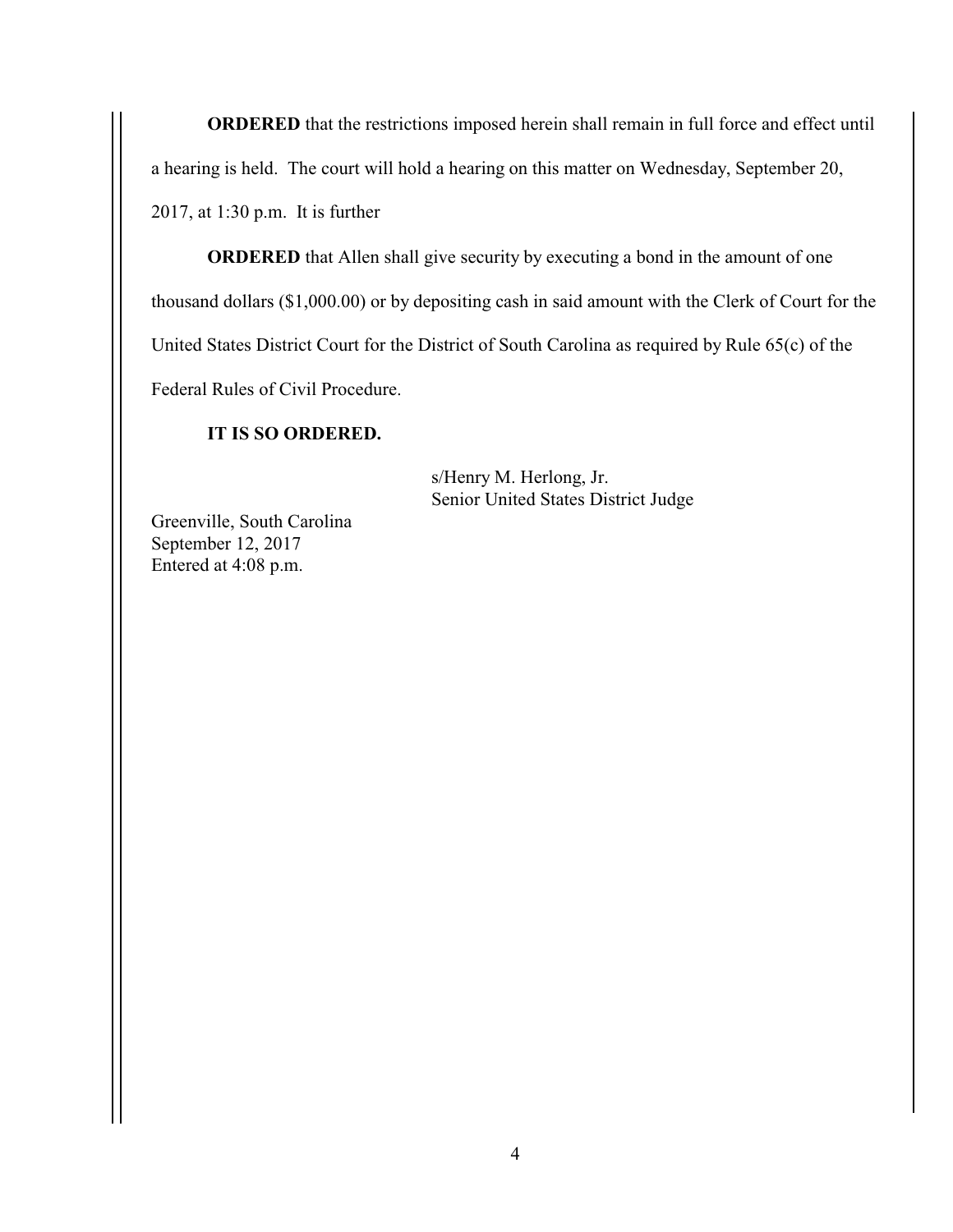**ORDERED** that the restrictions imposed herein shall remain in full force and effect until a hearing is held. The court will hold a hearing on this matter on Wednesday, September 20, 2017, at 1:30 p.m. It is further

**ORDERED** that Allen shall give security by executing a bond in the amount of one thousand dollars ($1,000.00) or by depositing cash in said amount with the Clerk of Court for the United States District Court for the District of South Carolina as required by Rule 65(c) of the Federal Rules of Civil Procedure.

**IT IS SO ORDERED.**

s/Henry M. Herlong, Jr.
Senior United States District Judge

Greenville, South Carolina
September 12, 2017
Entered at 4:08 p.m.